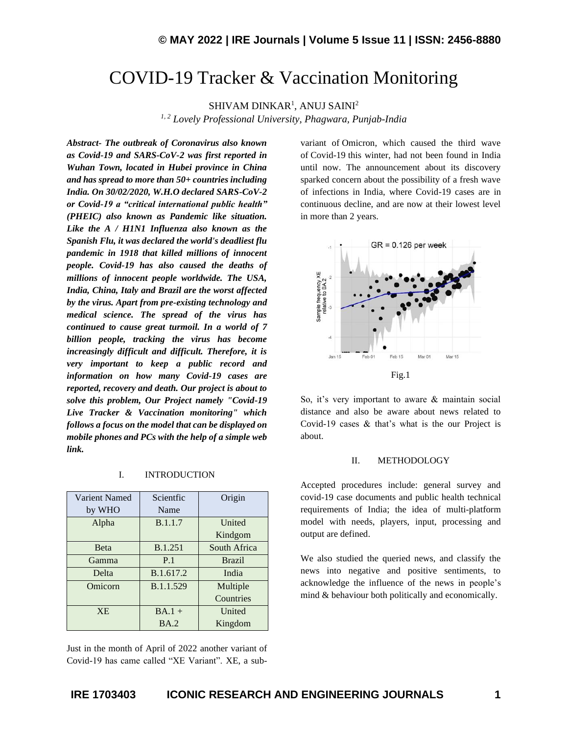# COVID-19 Tracker & Vaccination Monitoring

SHIVAM DINKAR[1], ANUJ SAINI[2]

[1, 2] *Lovely Professional University, Phagwara, Punjab-India*

***Abstract-** The outbreak of Coronavirus also known as Covid-19 and SARS-CoV-2 was first reported in Wuhan Town, located in Hubei province in China and has spread to more than 50+ countries including India. On 30/02/2020, W.H.O declared SARS-CoV-2 or Covid-19 a "critical international public health" (PHEIC) also known as Pandemic like situation. Like the A / H1N1 Influenza also known as the Spanish Flu, it was declared the world's deadliest flu pandemic in 1918 that killed millions of innocent people. Covid-19 has also caused the deaths of millions of innocent people worldwide. The USA, India, China, Italy and Brazil are the worst affected by the virus. Apart from pre-existing technology and medical science. The spread of the virus has continued to cause great turmoil. In a world of 7 billion people, tracking the virus has become increasingly difficult and difficult. Therefore, it is very important to keep a public record and information on how many Covid-19 cases are reported, recovery and death. Our project is about to solve this problem, Our Project namely "Covid-19 Live Tracker & Vaccination monitoring" which follows a focus on the model that can be displayed on mobile phones and PCs with the help of a simple web link.*

## I. INTRODUCTION

| Varient Named by WHO | Scientfic Name | Origin |
|---|---|---|
| Alpha | B.1.1.7 | United Kindgom |
| Beta | B.1.251 | South Africa |
| Gamma | P.1 | Brazil |
| Delta | B.1.617.2 | India |
| Omicorn | B.1.1.529 | Multiple Countries |
| XE | BA.1 + BA.2 | United Kingdom |

Just in the month of April of 2022 another variant of Covid-19 has came called "XE Variant". XE, a sub-variant of Omicron, which caused the third wave of Covid-19 this winter, had not been found in India until now. The announcement about its discovery sparked concern about the possibility of a fresh wave of infections in India, where Covid-19 cases are in continuous decline, and are now at their lowest level in more than 2 years.

Fig.1

So, it's very important to aware & maintain social distance and also be aware about news related to Covid-19 cases & that's what is the our Project is about.

## II. METHODOLOGY

Accepted procedures include: general survey and covid-19 case documents and public health technical requirements of India; the idea of multi-platform model with needs, players, input, processing and output are defined.

We also studied the queried news, and classify the news into negative and positive sentiments, to acknowledge the influence of the news in people's mind & behaviour both politically and economically.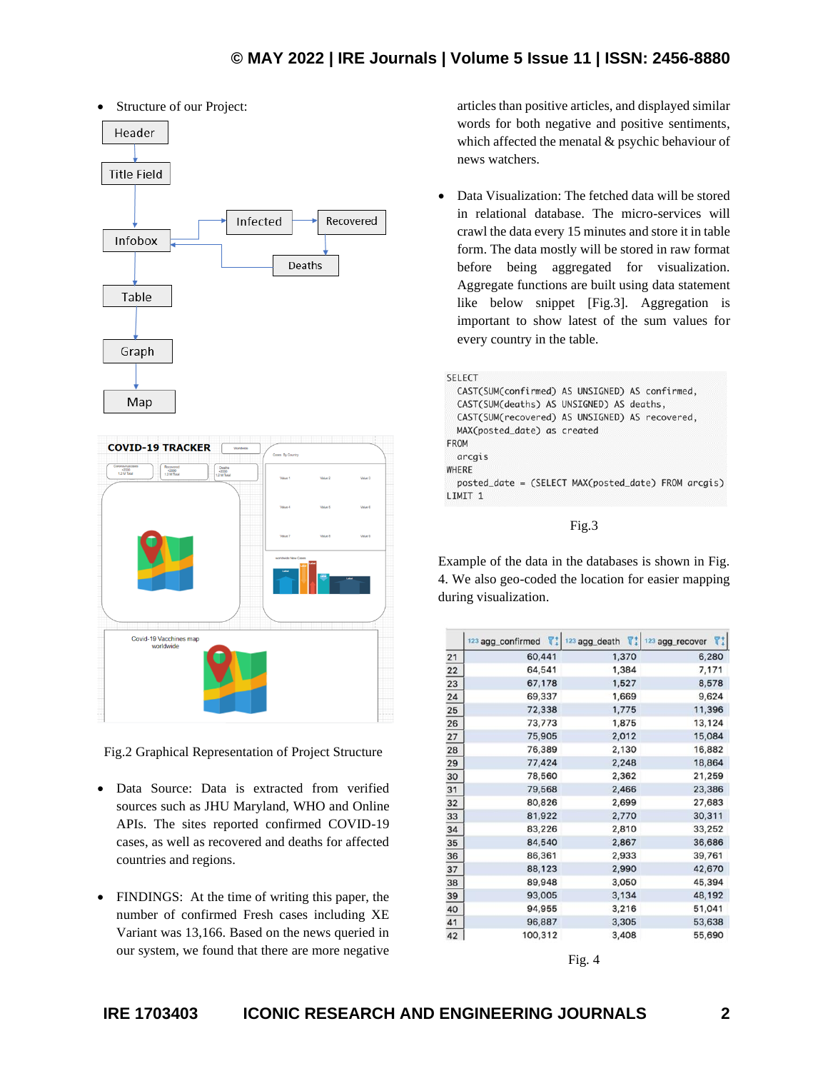- Structure of our Project:

Fig.2 Graphical Representation of Project Structure

- Data Source: Data is extracted from verified sources such as JHU Maryland, WHO and Online APIs. The sites reported confirmed COVID-19 cases, as well as recovered and deaths for affected countries and regions.

- FINDINGS: At the time of writing this paper, the number of confirmed Fresh cases including XE Variant was 13,166. Based on the news queried in our system, we found that there are more negative articles than positive articles, and displayed similar words for both negative and positive sentiments, which affected the menatal & psychic behaviour of news watchers.

- Data Visualization: The fetched data will be stored in relational database. The micro-services will crawl the data every 15 minutes and store it in table form. The data mostly will be stored in raw format before being aggregated for visualization. Aggregate functions are built using data statement like below snippet [Fig.3]. Aggregation is important to show latest of the sum values for every country in the table.

```
SELECT
  CAST(SUM(confirmed) AS UNSIGNED) AS confirmed,
  CAST(SUM(deaths) AS UNSIGNED) AS deaths,
  CAST(SUM(recovered) AS UNSIGNED) AS recovered,
  MAX(posted_date) as created
FROM
  arcgis
WHERE
  posted_date = (SELECT MAX(posted_date) FROM arcgis)
LIMIT 1
```

Fig.3

Example of the data in the databases is shown in Fig. 4. We also geo-coded the location for easier mapping during visualization.

| | agg_confirmed | agg_death | agg_recover |
|---|---|---|---|
| 21 | 60,441 | 1,370 | 6,280 |
| 22 | 64,541 | 1,384 | 7,171 |
| 23 | 67,178 | 1,527 | 8,578 |
| 24 | 69,337 | 1,669 | 9,624 |
| 25 | 72,338 | 1,775 | 11,396 |
| 26 | 73,773 | 1,875 | 13,124 |
| 27 | 75,905 | 2,012 | 15,084 |
| 28 | 76,389 | 2,130 | 16,882 |
| 29 | 77,424 | 2,248 | 18,864 |
| 30 | 78,560 | 2,362 | 21,259 |
| 31 | 79,568 | 2,466 | 23,386 |
| 32 | 80,826 | 2,699 | 27,683 |
| 33 | 81,922 | 2,770 | 30,311 |
| 34 | 83,226 | 2,810 | 33,252 |
| 35 | 84,540 | 2,867 | 36,686 |
| 36 | 86,361 | 2,933 | 39,761 |
| 37 | 88,123 | 2,990 | 42,670 |
| 38 | 89,948 | 3,050 | 45,394 |
| 39 | 93,005 | 3,134 | 48,192 |
| 40 | 94,955 | 3,216 | 51,041 |
| 41 | 96,887 | 3,305 | 53,638 |
| 42 | 100,312 | 3,408 | 55,690 |

Fig. 4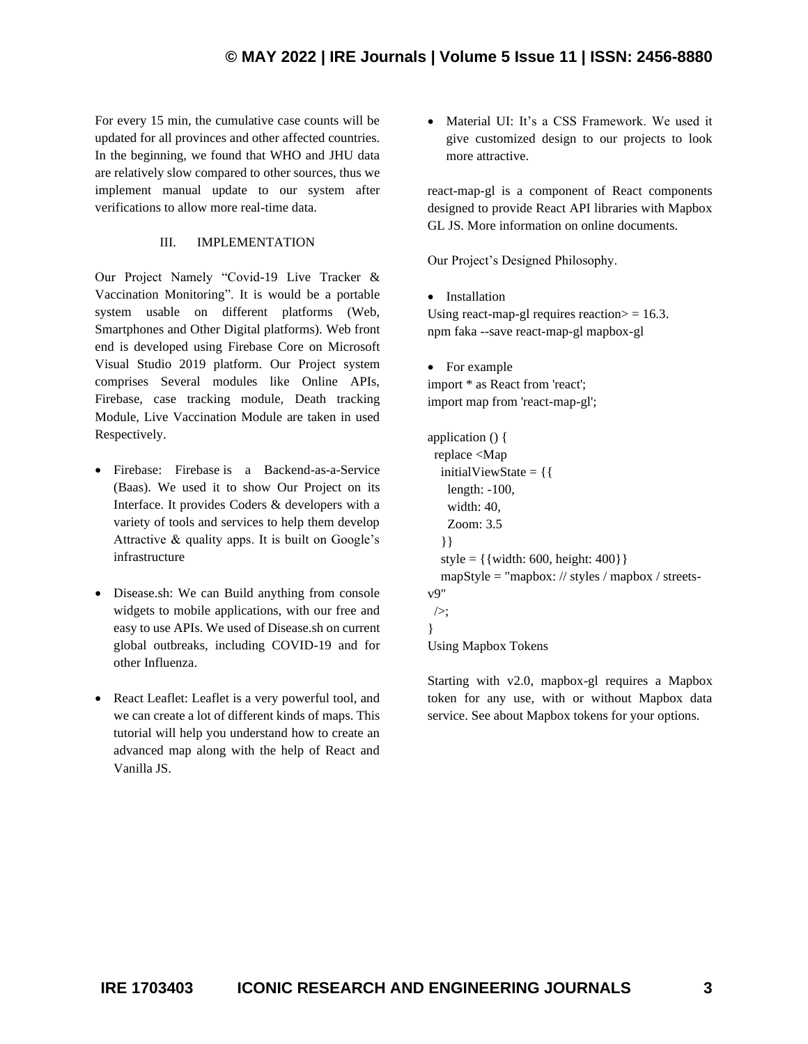For every 15 min, the cumulative case counts will be updated for all provinces and other affected countries. In the beginning, we found that WHO and JHU data are relatively slow compared to other sources, thus we implement manual update to our system after verifications to allow more real-time data.

## III. IMPLEMENTATION

Our Project Namely "Covid-19 Live Tracker & Vaccination Monitoring". It is would be a portable system usable on different platforms (Web, Smartphones and Other Digital platforms). Web front end is developed using Firebase Core on Microsoft Visual Studio 2019 platform. Our Project system comprises Several modules like Online APIs, Firebase, case tracking module, Death tracking Module, Live Vaccination Module are taken in used Respectively.

- Firebase: Firebase is a Backend-as-a-Service (Baas). We used it to show Our Project on its Interface. It provides Coders & developers with a variety of tools and services to help them develop Attractive & quality apps. It is built on Google's infrastructure
- Disease.sh: We can Build anything from console widgets to mobile applications, with our free and easy to use APIs. We used of Disease.sh on current global outbreaks, including COVID-19 and for other Influenza.
- React Leaflet: Leaflet is a very powerful tool, and we can create a lot of different kinds of maps. This tutorial will help you understand how to create an advanced map along with the help of React and Vanilla JS.
- Material UI: It's a CSS Framework. We used it give customized design to our projects to look more attractive.

react-map-gl is a component of React components designed to provide React API libraries with Mapbox GL JS. More information on online documents.

Our Project's Designed Philosophy.

- Installation

Using react-map-gl requires reaction> = 16.3.
npm faka --save react-map-gl mapbox-gl

- For example

```
import * as React from 'react';
import map from 'react-map-gl';

application () {
  replace <Map
    initialViewState = {{
      length: -100,
      width: 40,
      Zoom: 3.5
    }}
    style = {{width: 600, height: 400}}
    mapStyle = "mapbox: // styles / mapbox / streets-v9"
  />;
}
```

Using Mapbox Tokens

Starting with v2.0, mapbox-gl requires a Mapbox token for any use, with or without Mapbox data service. See about Mapbox tokens for your options.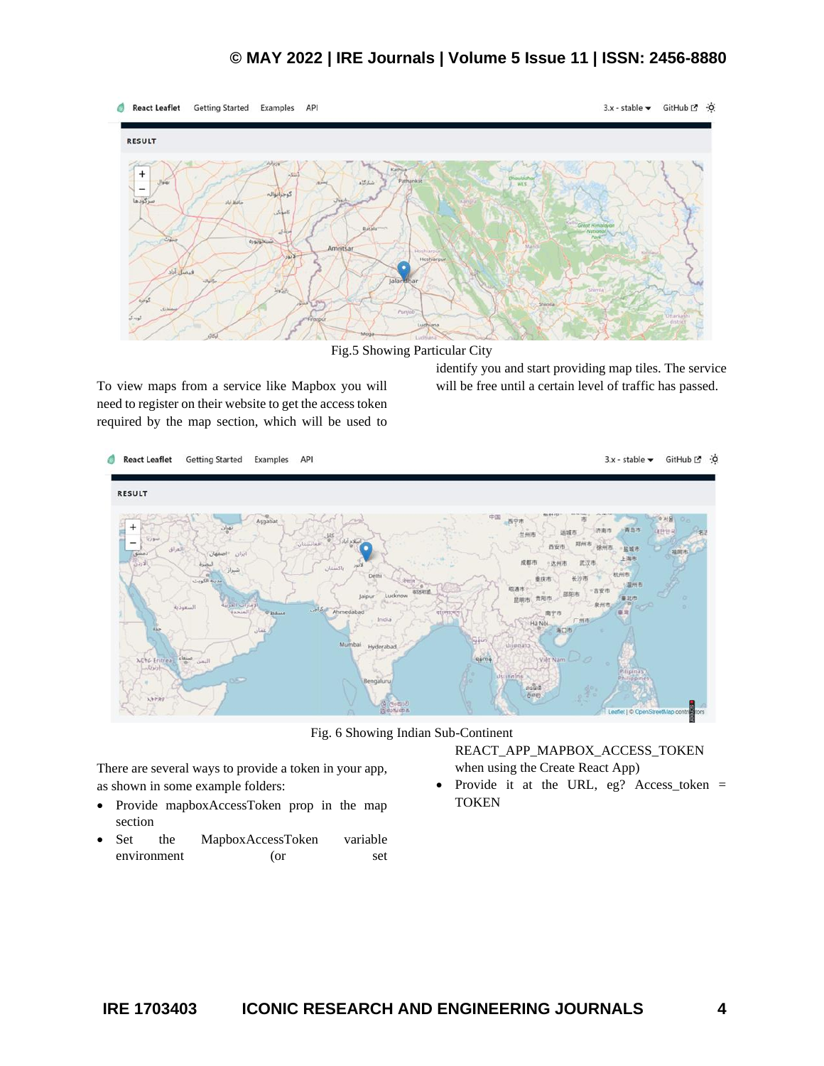Fig.5 Showing Particular City

To view maps from a service like Mapbox you will need to register on their website to get the access token required by the map section, which will be used to identify you and start providing map tiles. The service will be free until a certain level of traffic has passed.

Fig. 6 Showing Indian Sub-Continent

There are several ways to provide a token in your app, as shown in some example folders:

- Provide mapboxAccessToken prop in the map section
- Set the MapboxAccessToken variable environment (or set REACT_APP_MAPBOX_ACCESS_TOKEN when using the Create React App)
- Provide it at the URL, eg? Access_token = TOKEN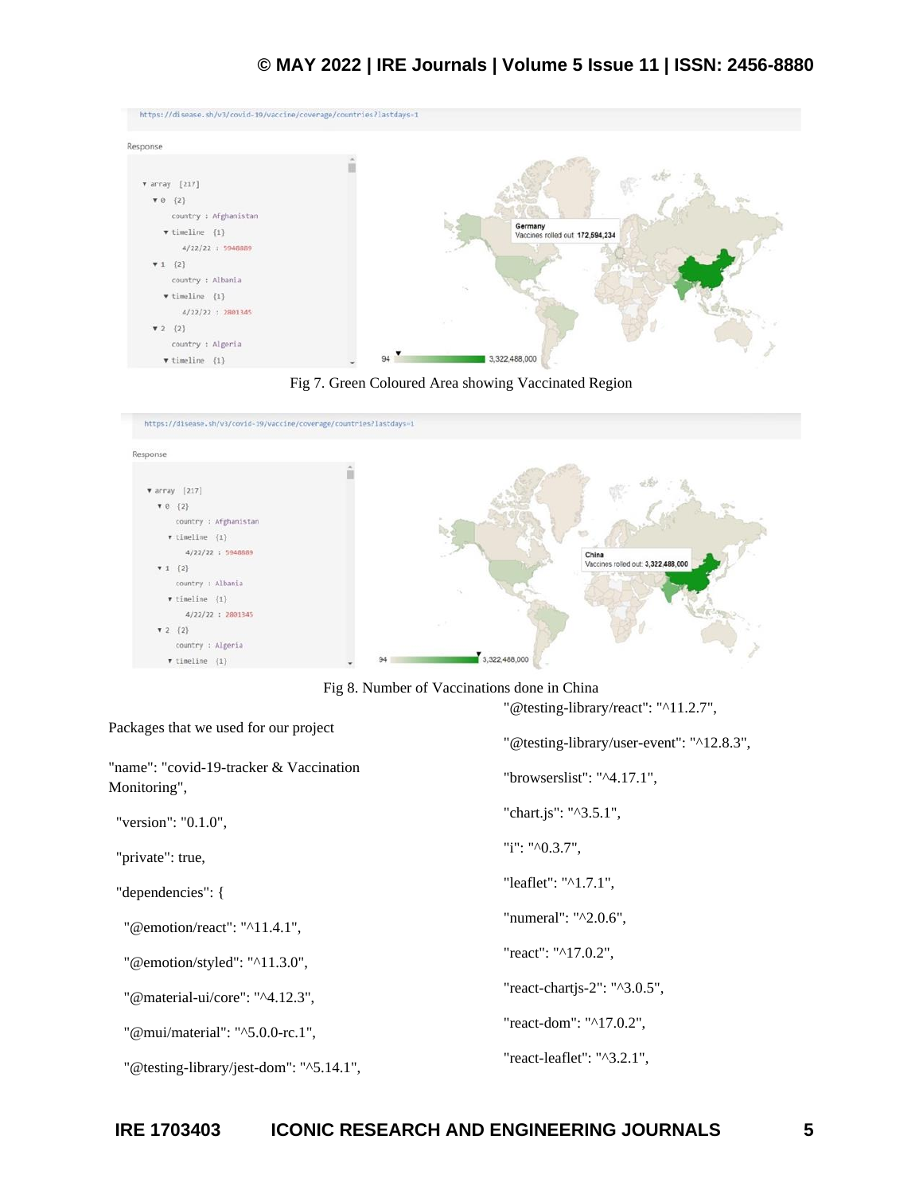Fig 7. Green Coloured Area showing Vaccinated Region

Fig 8. Number of Vaccinations done in China

Packages that we used for our project

```
"name": "covid-19-tracker & Vaccination Monitoring",
  "version": "0.1.0",
  "private": true,
  "dependencies": {
    "@emotion/react": "^11.4.1",
    "@emotion/styled": "^11.3.0",
    "@material-ui/core": "^4.12.3",
    "@mui/material": "^5.0.0-rc.1",
    "@testing-library/jest-dom": "^5.14.1",
    "@testing-library/react": "^11.2.7",
    "@testing-library/user-event": "^12.8.3",
    "browserslist": "^4.17.1",
    "chart.js": "^3.5.1",
    "i": "^0.3.7",
    "leaflet": "^1.7.1",
    "numeral": "^2.0.6",
    "react": "^17.0.2",
    "react-chartjs-2": "^3.0.5",
    "react-dom": "^17.0.2",
    "react-leaflet": "^3.2.1",
```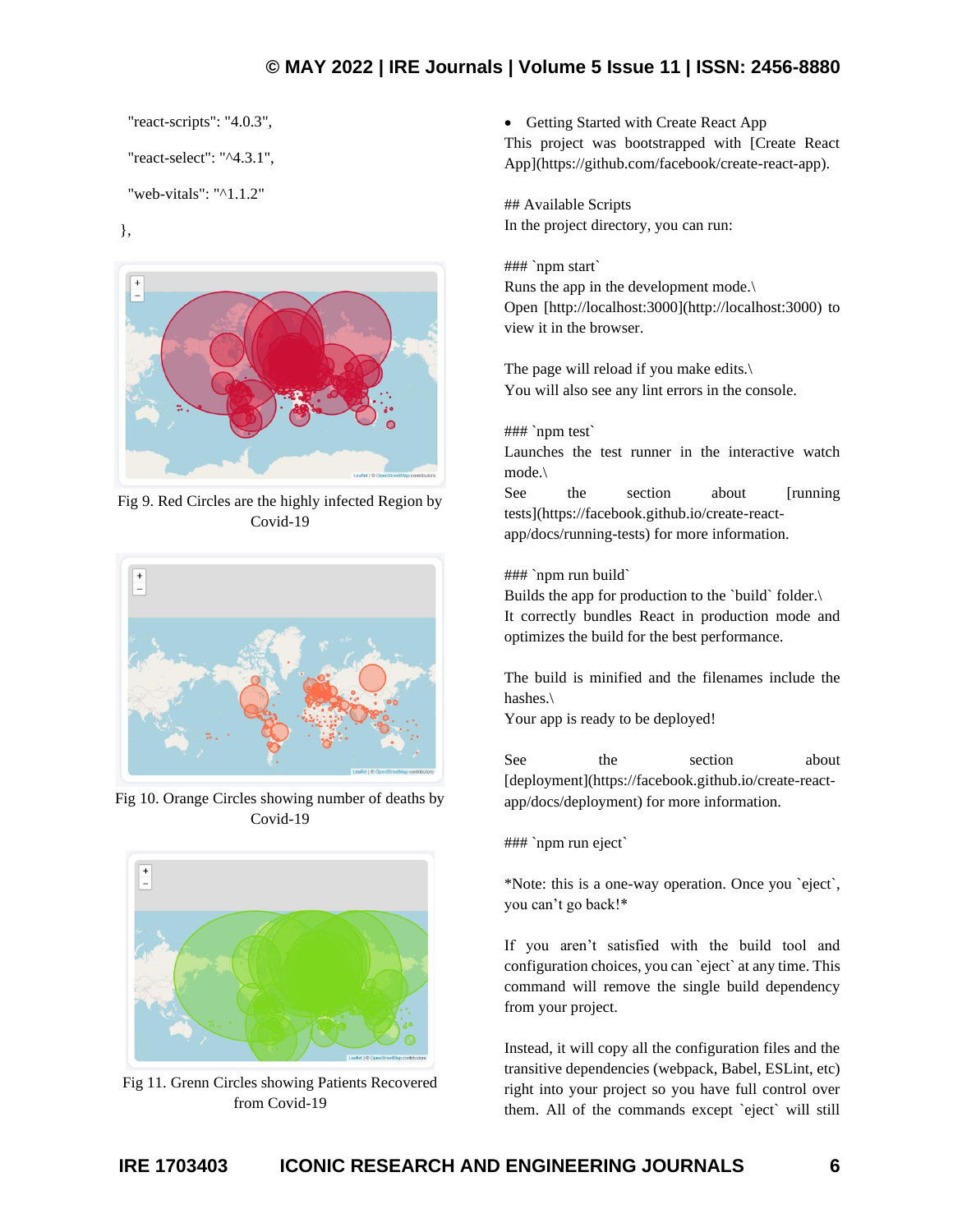"react-scripts": "4.0.3",

"react-select": "^4.3.1",

"web-vitals": "^1.1.2"

},

Fig 9. Red Circles are the highly infected Region by Covid-19

Fig 10. Orange Circles showing number of deaths by Covid-19

Fig 11. Grenn Circles showing Patients Recovered from Covid-19

- Getting Started with Create React App

This project was bootstrapped with [Create React App](https://github.com/facebook/create-react-app).

## Available Scripts
In the project directory, you can run:

### `npm start`
Runs the app in the development mode.\
Open [http://localhost:3000](http://localhost:3000) to view it in the browser.

The page will reload if you make edits.\
You will also see any lint errors in the console.

### `npm test`
Launches the test runner in the interactive watch mode.\
See the section about [running tests](https://facebook.github.io/create-react-app/docs/running-tests) for more information.

### `npm run build`
Builds the app for production to the `build` folder.\
It correctly bundles React in production mode and optimizes the build for the best performance.

The build is minified and the filenames include the hashes.\
Your app is ready to be deployed!

See the section about [deployment](https://facebook.github.io/create-react-app/docs/deployment) for more information.

### `npm run eject`

*Note: this is a one-way operation. Once you `eject`, you can't go back!*

If you aren't satisfied with the build tool and configuration choices, you can `eject` at any time. This command will remove the single build dependency from your project.

Instead, it will copy all the configuration files and the transitive dependencies (webpack, Babel, ESLint, etc) right into your project so you have full control over them. All of the commands except `eject` will still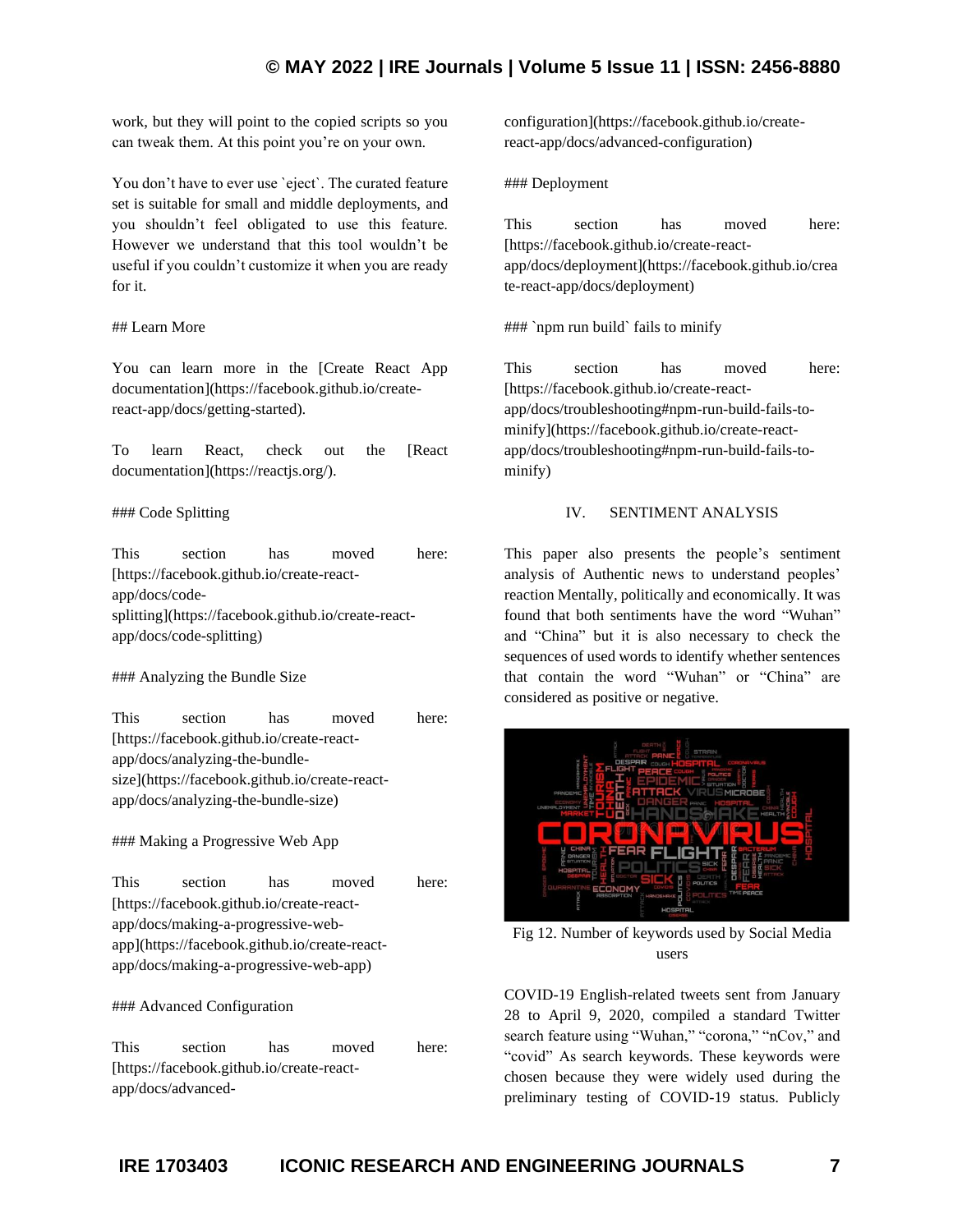work, but they will point to the copied scripts so you can tweak them. At this point you're on your own.

You don't have to ever use `eject`. The curated feature set is suitable for small and middle deployments, and you shouldn't feel obligated to use this feature. However we understand that this tool wouldn't be useful if you couldn't customize it when you are ready for it.

## Learn More

You can learn more in the [Create React App documentation](https://facebook.github.io/create-react-app/docs/getting-started).

To learn React, check out the [React documentation](https://reactjs.org/).

### Code Splitting

This section has moved here: [https://facebook.github.io/create-react-app/docs/code-splitting](https://facebook.github.io/create-react-app/docs/code-splitting)

### Analyzing the Bundle Size

This section has moved here: [https://facebook.github.io/create-react-app/docs/analyzing-the-bundle-size](https://facebook.github.io/create-react-app/docs/analyzing-the-bundle-size)

### Making a Progressive Web App

This section has moved here: [https://facebook.github.io/create-react-app/docs/making-a-progressive-web-app](https://facebook.github.io/create-react-app/docs/making-a-progressive-web-app)

### Advanced Configuration

This section has moved here: [https://facebook.github.io/create-react-app/docs/advanced-configuration](https://facebook.github.io/create-react-app/docs/advanced-configuration)

### Deployment

This section has moved here: [https://facebook.github.io/create-react-app/docs/deployment](https://facebook.github.io/create-react-app/docs/deployment)

### `npm run build` fails to minify

This section has moved here: [https://facebook.github.io/create-react-app/docs/troubleshooting#npm-run-build-fails-to-minify](https://facebook.github.io/create-react-app/docs/troubleshooting#npm-run-build-fails-to-minify)

## IV. SENTIMENT ANALYSIS

This paper also presents the people's sentiment analysis of Authentic news to understand peoples' reaction Mentally, politically and economically. It was found that both sentiments have the word "Wuhan" and "China" but it is also necessary to check the sequences of used words to identify whether sentences that contain the word "Wuhan" or "China" are considered as positive or negative.

Fig 12. Number of keywords used by Social Media users

COVID-19 English-related tweets sent from January 28 to April 9, 2020, compiled a standard Twitter search feature using "Wuhan," "corona," "nCov," and "covid" As search keywords. These keywords were chosen because they were widely used during the preliminary testing of COVID-19 status. Publicly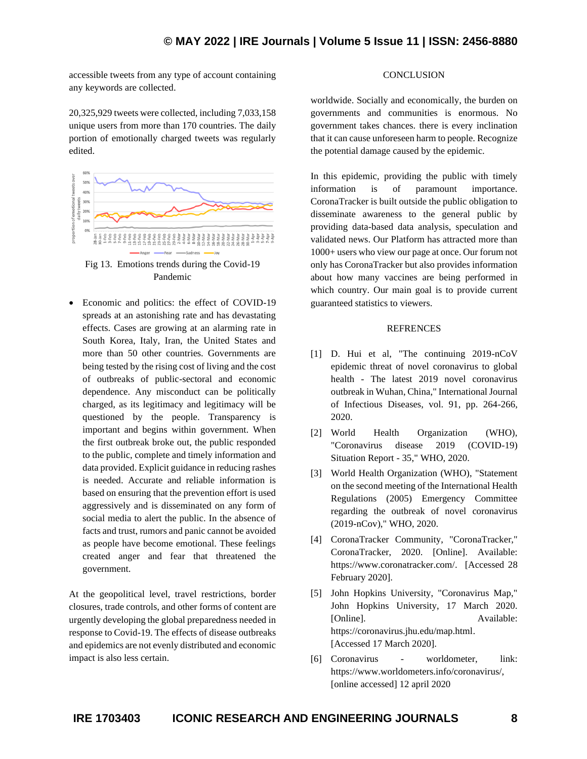accessible tweets from any type of account containing any keywords are collected.

20,325,929 tweets were collected, including 7,033,158 unique users from more than 170 countries. The daily portion of emotionally charged tweets was regularly edited.

Fig 13. Emotions trends during the Covid-19 Pandemic

- Economic and politics: the effect of COVID-19 spreads at an astonishing rate and has devastating effects. Cases are growing at an alarming rate in South Korea, Italy, Iran, the United States and more than 50 other countries. Governments are being tested by the rising cost of living and the cost of outbreaks of public-sectoral and economic dependence. Any misconduct can be politically charged, as its legitimacy and legitimacy will be questioned by the people. Transparency is important and begins within government. When the first outbreak broke out, the public responded to the public, complete and timely information and data provided. Explicit guidance in reducing rashes is needed. Accurate and reliable information is based on ensuring that the prevention effort is used aggressively and is disseminated on any form of social media to alert the public. In the absence of facts and trust, rumors and panic cannot be avoided as people have become emotional. These feelings created anger and fear that threatened the government.

At the geopolitical level, travel restrictions, border closures, trade controls, and other forms of content are urgently developing the global preparedness needed in response to Covid-19. The effects of disease outbreaks and epidemics are not evenly distributed and economic impact is also less certain.

## CONCLUSION

worldwide. Socially and economically, the burden on governments and communities is enormous. No government takes chances. there is every inclination that it can cause unforeseen harm to people. Recognize the potential damage caused by the epidemic.

In this epidemic, providing the public with timely information is of paramount importance. CoronaTracker is built outside the public obligation to disseminate awareness to the general public by providing data-based data analysis, speculation and validated news. Our Platform has attracted more than 1000+ users who view our page at once. Our forum not only has CoronaTracker but also provides information about how many vaccines are being performed in which country. Our main goal is to provide current guaranteed statistics to viewers.

## REFRENCES

[1] D. Hui et al, "The continuing 2019-nCoV epidemic threat of novel coronavirus to global health - The latest 2019 novel coronavirus outbreak in Wuhan, China," International Journal of Infectious Diseases, vol. 91, pp. 264-266, 2020.

[2] World Health Organization (WHO), "Coronavirus disease 2019 (COVID-19) Situation Report - 35," WHO, 2020.

[3] World Health Organization (WHO), "Statement on the second meeting of the International Health Regulations (2005) Emergency Committee regarding the outbreak of novel coronavirus (2019-nCov)," WHO, 2020.

[4] CoronaTracker Community, "CoronaTracker," CoronaTracker, 2020. [Online]. Available: https://www.coronatracker.com/. [Accessed 28 February 2020].

[5] John Hopkins University, "Coronavirus Map," John Hopkins University, 17 March 2020. [Online]. Available: https://coronavirus.jhu.edu/map.html. [Accessed 17 March 2020].

[6] Coronavirus - worldometer, link: https://www.worldometers.info/coronavirus/, [online accessed] 12 april 2020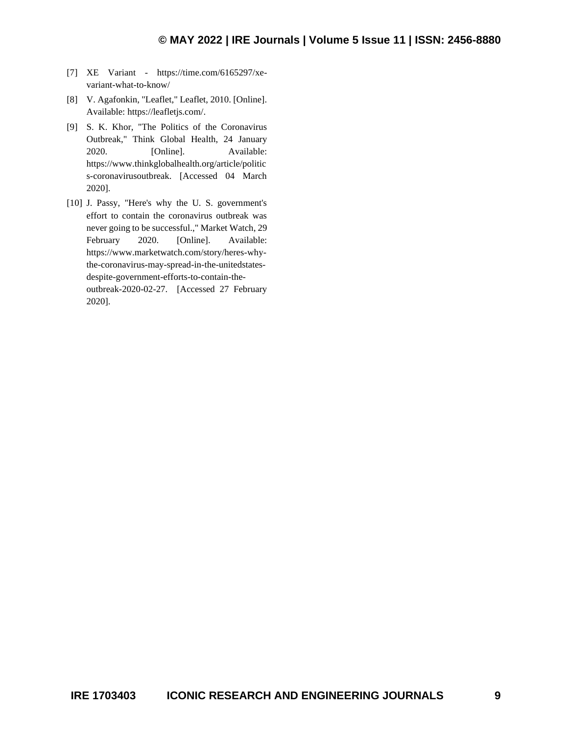[7] XE Variant - https://time.com/6165297/xe-variant-what-to-know/

[8] V. Agafonkin, "Leaflet," Leaflet, 2010. [Online]. Available: https://leafletjs.com/.

[9] S. K. Khor, "The Politics of the Coronavirus Outbreak," Think Global Health, 24 January 2020. [Online]. Available: https://www.thinkglobalhealth.org/article/politics-coronavirusoutbreak. [Accessed 04 March 2020].

[10] J. Passy, "Here's why the U. S. government's effort to contain the coronavirus outbreak was never going to be successful.," Market Watch, 29 February 2020. [Online]. Available: https://www.marketwatch.com/story/heres-why-the-coronavirus-may-spread-in-the-unitedstates-despite-government-efforts-to-contain-the-outbreak-2020-02-27. [Accessed 27 February 2020].